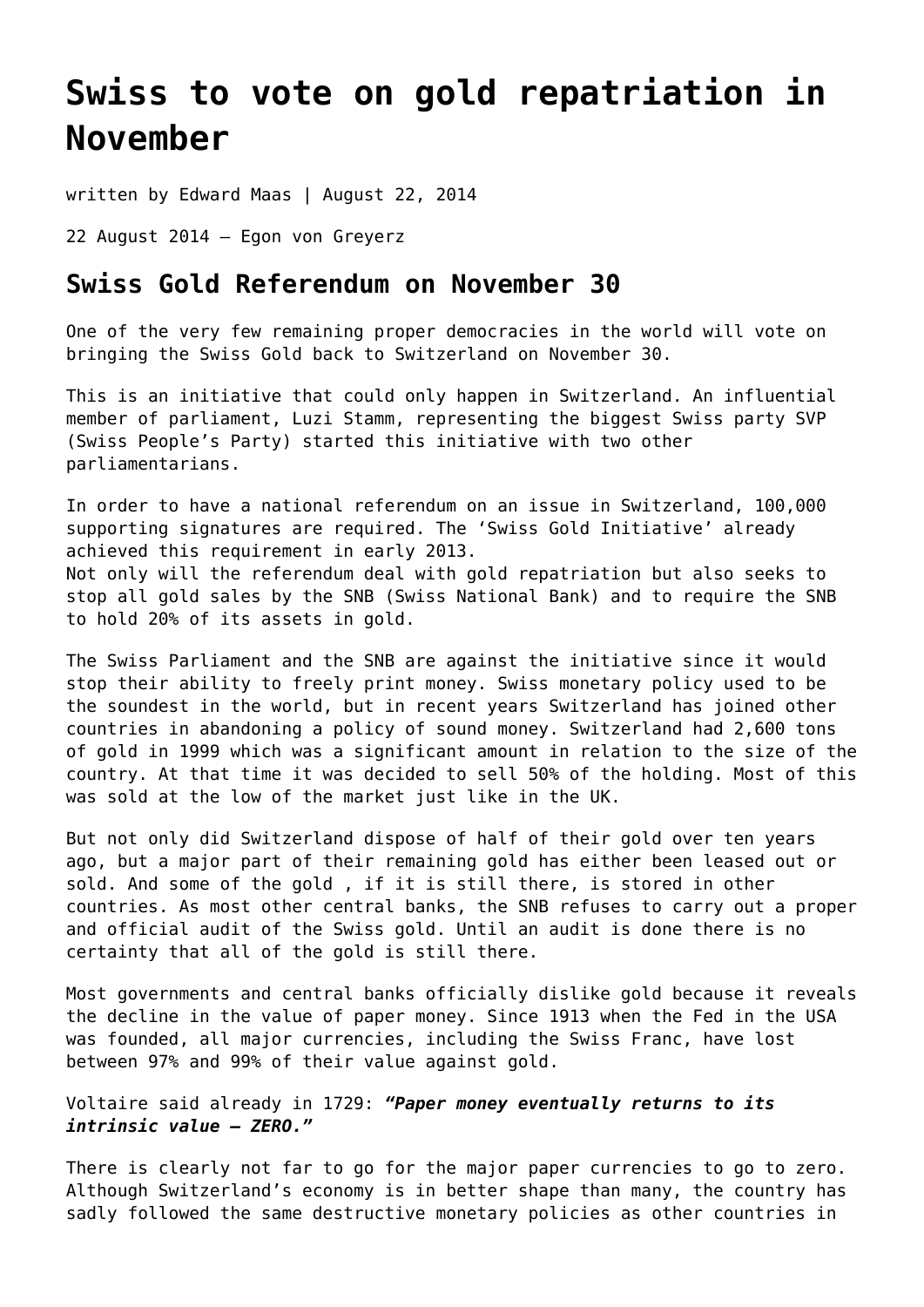# Swiss to vote on gold repatriation in November

written by Edward Maas | August 22, 2014

22 August 2014 – Egon von Greyerz

## Swiss Gold Referendum on November 30

One of the very few remaining proper democracies in the world will vote on bringing the Swiss Gold back to Switzerland on November 30.

This is an initiative that could only happen in Switzerland. An influential member of parliament, Luzi Stamm, representing the biggest Swiss party SVP (Swiss People's Party) started this initiative with two other parliamentarians.

In order to have a national referendum on an issue in Switzerland, 100,000 supporting signatures are required. The 'Swiss Gold Initiative' already achieved this requirement in early 2013.
Not only will the referendum deal with gold repatriation but also seeks to stop all gold sales by the SNB (Swiss National Bank) and to require the SNB to hold 20% of its assets in gold.

The Swiss Parliament and the SNB are against the initiative since it would stop their ability to freely print money. Swiss monetary policy used to be the soundest in the world, but in recent years Switzerland has joined other countries in abandoning a policy of sound money. Switzerland had 2,600 tons of gold in 1999 which was a significant amount in relation to the size of the country. At that time it was decided to sell 50% of the holding. Most of this was sold at the low of the market just like in the UK.

But not only did Switzerland dispose of half of their gold over ten years ago, but a major part of their remaining gold has either been leased out or sold. And some of the gold , if it is still there, is stored in other countries. As most other central banks, the SNB refuses to carry out a proper and official audit of the Swiss gold. Until an audit is done there is no certainty that all of the gold is still there.

Most governments and central banks officially dislike gold because it reveals the decline in the value of paper money. Since 1913 when the Fed in the USA was founded, all major currencies, including the Swiss Franc, have lost between 97% and 99% of their value against gold.

Voltaire said already in 1729: ***"Paper money eventually returns to its intrinsic value – ZERO."***

There is clearly not far to go for the major paper currencies to go to zero. Although Switzerland's economy is in better shape than many, the country has sadly followed the same destructive monetary policies as other countries in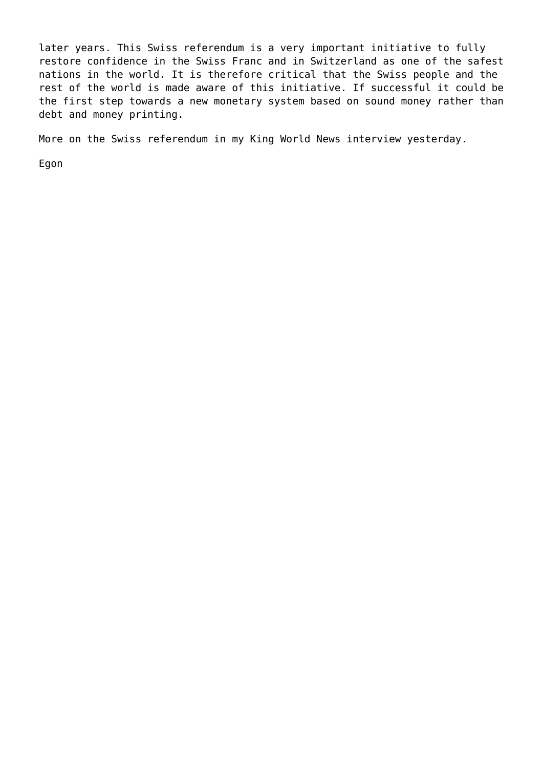later years. This Swiss referendum is a very important initiative to fully restore confidence in the Swiss Franc and in Switzerland as one of the safest nations in the world. It is therefore critical that the Swiss people and the rest of the world is made aware of this initiative. If successful it could be the first step towards a new monetary system based on sound money rather than debt and money printing.

More on the Swiss referendum in my King World News interview yesterday.

Egon